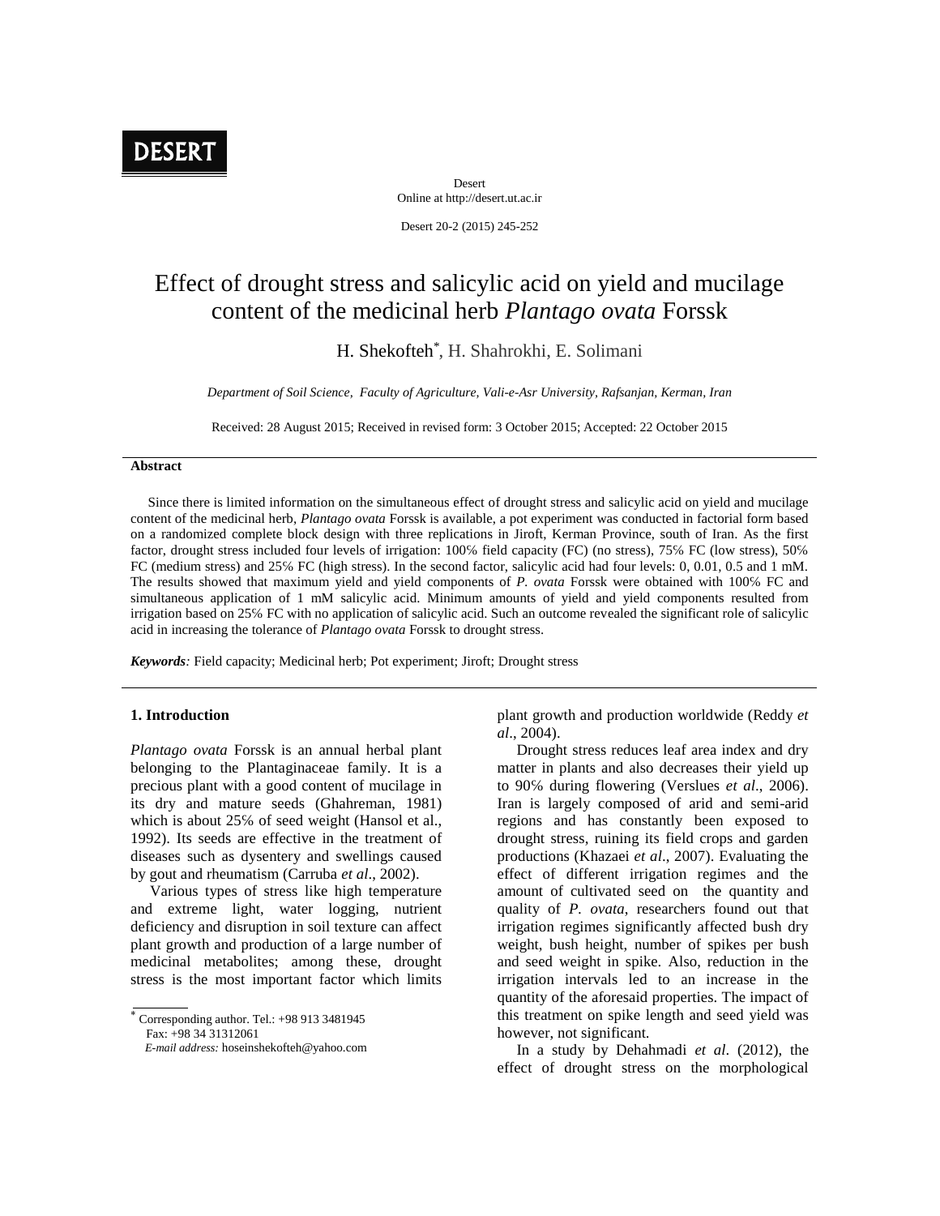# Effect of drought stress and salicylic acid on yield and mucilage content of the medicinal herb *Plantago ovata* Forssk

H. Shekofteh*, H. Shahrokhi, E. Solimani

*Department of Soil Science, Faculty of Agriculture, Vali-e-Asr University, Rafsanjan, Kerman, Iran*

Received: 28 August 2015; Received in revised form: 3 October 2015; Accepted: 22 October 2015

## Abstract

Since there is limited information on the simultaneous effect of drought stress and salicylic acid on yield and mucilage content of the medicinal herb, *Plantago ovata* Forssk is available, a pot experiment was conducted in factorial form based on a randomized complete block design with three replications in Jiroft, Kerman Province, south of Iran. As the first factor, drought stress included four levels of irrigation: 100% field capacity (FC) (no stress), 75% FC (low stress), 50% FC (medium stress) and 25% FC (high stress). In the second factor, salicylic acid had four levels: 0, 0.01, 0.5 and 1 mM. The results showed that maximum yield and yield components of *P. ovata* Forssk were obtained with 100% FC and simultaneous application of 1 mM salicylic acid. Minimum amounts of yield and yield components resulted from irrigation based on 25% FC with no application of salicylic acid. Such an outcome revealed the significant role of salicylic acid in increasing the tolerance of *Plantago ovata* Forssk to drought stress.

***Keywords**:* Field capacity; Medicinal herb; Pot experiment; Jiroft; Drought stress

## 1. Introduction

*Plantago ovata* Forssk is an annual herbal plant belonging to the Plantaginaceae family. It is a precious plant with a good content of mucilage in its dry and mature seeds (Ghahreman, 1981) which is about 25% of seed weight (Hansol et al., 1992). Its seeds are effective in the treatment of diseases such as dysentery and swellings caused by gout and rheumatism (Carruba *et al*., 2002).

Various types of stress like high temperature and extreme light, water logging, nutrient deficiency and disruption in soil texture can affect plant growth and production of a large number of medicinal metabolites; among these, drought stress is the most important factor which limits plant growth and production worldwide (Reddy *et al*., 2004).

Drought stress reduces leaf area index and dry matter in plants and also decreases their yield up to 90% during flowering (Verslues *et al*., 2006). Iran is largely composed of arid and semi-arid regions and has constantly been exposed to drought stress, ruining its field crops and garden productions (Khazaei *et al*., 2007). Evaluating the effect of different irrigation regimes and the amount of cultivated seed on the quantity and quality of *P. ovata*, researchers found out that irrigation regimes significantly affected bush dry weight, bush height, number of spikes per bush and seed weight in spike. Also, reduction in the irrigation intervals led to an increase in the quantity of the aforesaid properties. The impact of this treatment on spike length and seed yield was however, not significant.

In a study by Dehahmadi *et al*. (2012), the effect of drought stress on the morphological

---

* Corresponding author. Tel.: +98 913 3481945
Fax: +98 34 31312061
*E-mail address:* hoseinshekofteh@yahoo.com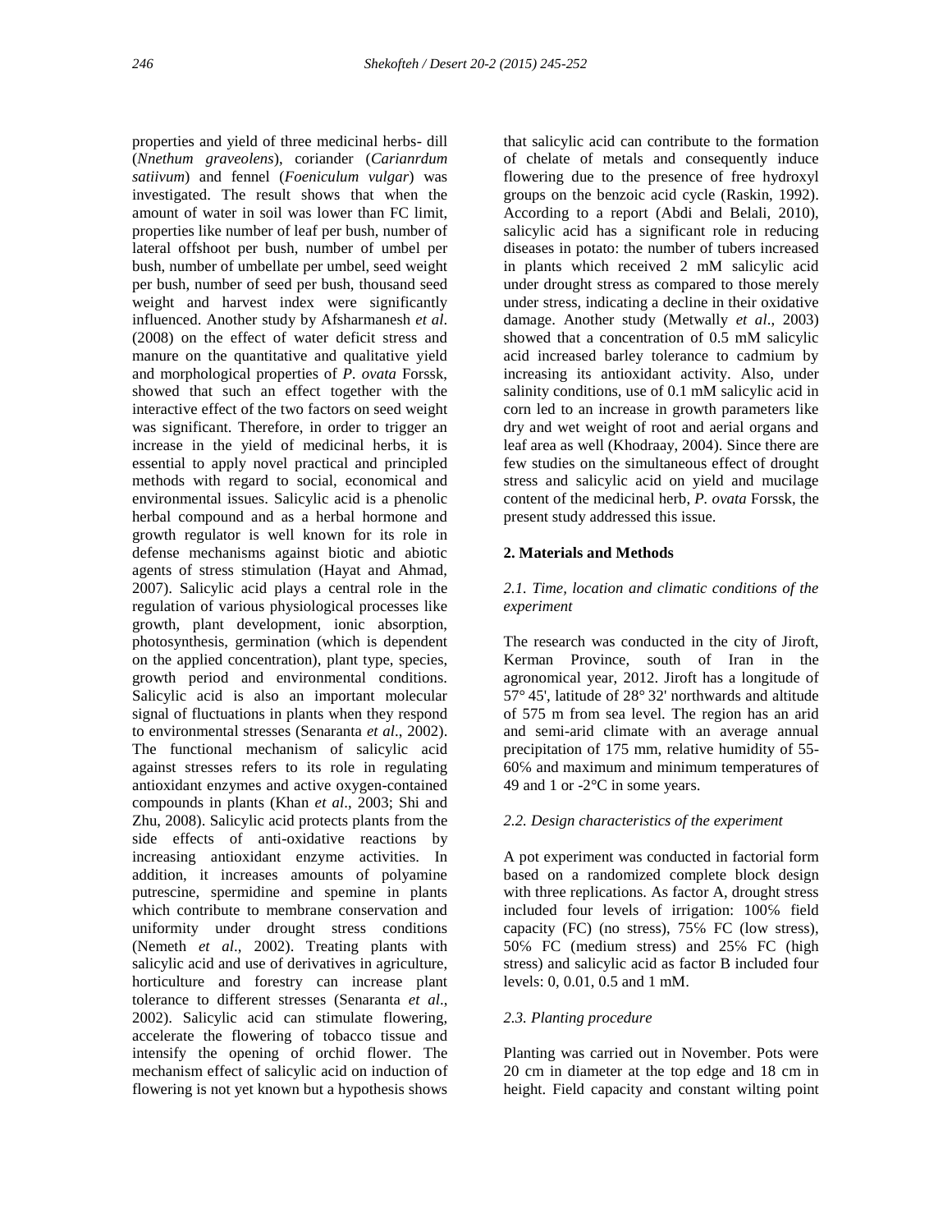properties and yield of three medicinal herbs- dill (*Nnethum graveolens*), coriander (*Carianrdum satiivum*) and fennel (*Foeniculum vulgar*) was investigated. The result shows that when the amount of water in soil was lower than FC limit, properties like number of leaf per bush, number of lateral offshoot per bush, number of umbel per bush, number of umbellate per umbel, seed weight per bush, number of seed per bush, thousand seed weight and harvest index were significantly influenced. Another study by Afsharmanesh *et al*. (2008) on the effect of water deficit stress and manure on the quantitative and qualitative yield and morphological properties of *P. ovata* Forssk, showed that such an effect together with the interactive effect of the two factors on seed weight was significant. Therefore, in order to trigger an increase in the yield of medicinal herbs, it is essential to apply novel practical and principled methods with regard to social, economical and environmental issues. Salicylic acid is a phenolic herbal compound and as a herbal hormone and growth regulator is well known for its role in defense mechanisms against biotic and abiotic agents of stress stimulation (Hayat and Ahmad, 2007). Salicylic acid plays a central role in the regulation of various physiological processes like growth, plant development, ionic absorption, photosynthesis, germination (which is dependent on the applied concentration), plant type, species, growth period and environmental conditions. Salicylic acid is also an important molecular signal of fluctuations in plants when they respond to environmental stresses (Senaranta *et al*., 2002). The functional mechanism of salicylic acid against stresses refers to its role in regulating antioxidant enzymes and active oxygen-contained compounds in plants (Khan *et al*., 2003; Shi and Zhu, 2008). Salicylic acid protects plants from the side effects of anti-oxidative reactions by increasing antioxidant enzyme activities. In addition, it increases amounts of polyamine putrescine, spermidine and spemine in plants which contribute to membrane conservation and uniformity under drought stress conditions (Nemeth *et al*., 2002). Treating plants with salicylic acid and use of derivatives in agriculture, horticulture and forestry can increase plant tolerance to different stresses (Senaranta *et al*., 2002). Salicylic acid can stimulate flowering, accelerate the flowering of tobacco tissue and intensify the opening of orchid flower. The mechanism effect of salicylic acid on induction of flowering is not yet known but a hypothesis shows that salicylic acid can contribute to the formation of chelate of metals and consequently induce flowering due to the presence of free hydroxyl groups on the benzoic acid cycle (Raskin, 1992). According to a report (Abdi and Belali, 2010), salicylic acid has a significant role in reducing diseases in potato: the number of tubers increased in plants which received 2 mM salicylic acid under drought stress as compared to those merely under stress, indicating a decline in their oxidative damage. Another study (Metwally *et al*., 2003) showed that a concentration of 0.5 mM salicylic acid increased barley tolerance to cadmium by increasing its antioxidant activity. Also, under salinity conditions, use of 0.1 mM salicylic acid in corn led to an increase in growth parameters like dry and wet weight of root and aerial organs and leaf area as well (Khodraay, 2004). Since there are few studies on the simultaneous effect of drought stress and salicylic acid on yield and mucilage content of the medicinal herb, *P. ovata* Forssk, the present study addressed this issue.

## 2. Materials and Methods

### *2.1. Time, location and climatic conditions of the experiment*

The research was conducted in the city of Jiroft, Kerman Province, south of Iran in the agronomical year, 2012. Jiroft has a longitude of 57° 45', latitude of 28° 32' northwards and altitude of 575 m from sea level. The region has an arid and semi-arid climate with an average annual precipitation of 175 mm, relative humidity of 55-60% and maximum and minimum temperatures of 49 and 1 or -2°C in some years.

### *2.2. Design characteristics of the experiment*

A pot experiment was conducted in factorial form based on a randomized complete block design with three replications. As factor A, drought stress included four levels of irrigation: 100% field capacity (FC) (no stress), 75% FC (low stress), 50% FC (medium stress) and 25% FC (high stress) and salicylic acid as factor B included four levels: 0, 0.01, 0.5 and 1 mM.

### *2.3. Planting procedure*

Planting was carried out in November. Pots were 20 cm in diameter at the top edge and 18 cm in height. Field capacity and constant wilting point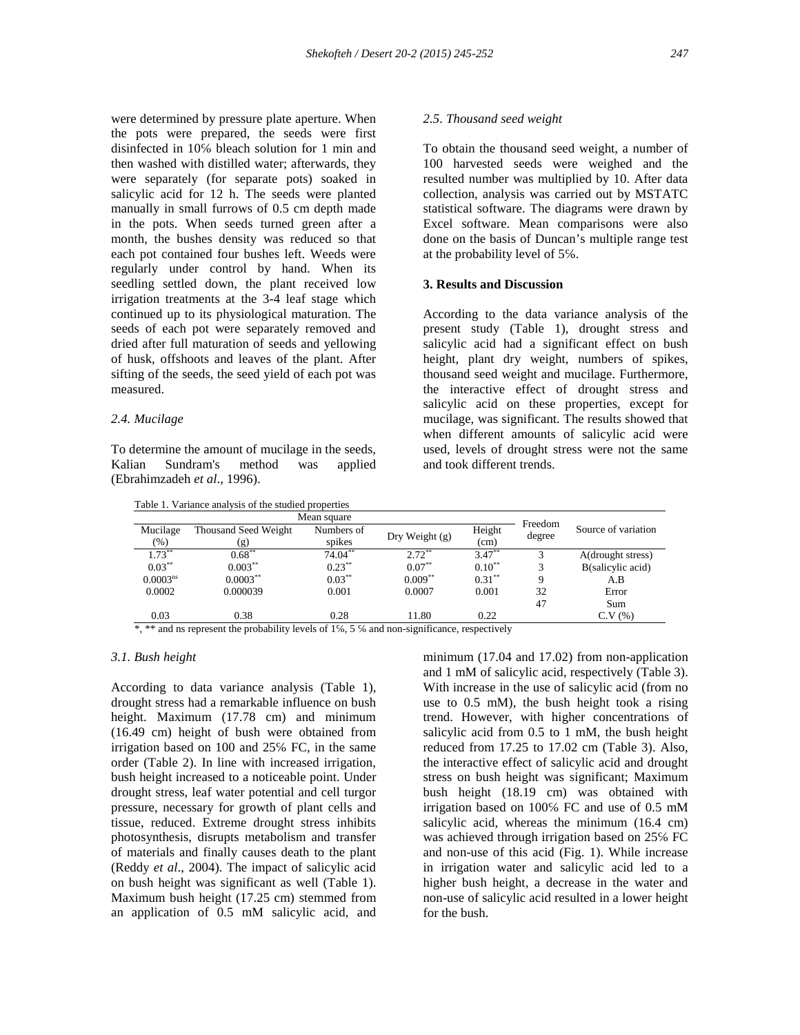were determined by pressure plate aperture. When the pots were prepared, the seeds were first disinfected in 10% bleach solution for 1 min and then washed with distilled water; afterwards, they were separately (for separate pots) soaked in salicylic acid for 12 h. The seeds were planted manually in small furrows of 0.5 cm depth made in the pots. When seeds turned green after a month, the bushes density was reduced so that each pot contained four bushes left. Weeds were regularly under control by hand. When its seedling settled down, the plant received low irrigation treatments at the 3-4 leaf stage which continued up to its physiological maturation. The seeds of each pot were separately removed and dried after full maturation of seeds and yellowing of husk, offshoots and leaves of the plant. After sifting of the seeds, the seed yield of each pot was measured.

### *2.4. Mucilage*

To determine the amount of mucilage in the seeds, Kalian Sundram's method was applied (Ebrahimzadeh *et al*., 1996).

### *2.5. Thousand seed weight*

To obtain the thousand seed weight, a number of 100 harvested seeds were weighed and the resulted number was multiplied by 10. After data collection, analysis was carried out by MSTATC statistical software. The diagrams were drawn by Excel software. Mean comparisons were also done on the basis of Duncan's multiple range test at the probability level of 5%.

## 3. Results and Discussion

According to the data variance analysis of the present study (Table 1), drought stress and salicylic acid had a significant effect on bush height, plant dry weight, numbers of spikes, thousand seed weight and mucilage. Furthermore, the interactive effect of drought stress and salicylic acid on these properties, except for mucilage, was significant. The results showed that when different amounts of salicylic acid were used, levels of drought stress were not the same and took different trends.

Table 1. Variance analysis of the studied properties

| Mean square | | | | | Freedom degree | Source of variation |
|---|---|---|---|---|---|---|
| Mucilage (%) | Thousand Seed Weight (g) | Numbers of spikes | Dry Weight (g) | Height (cm) | | |
| 1.73** | 0.68** | 74.04** | 2.72** | 3.47** | 3 | A(drought stress) |
| 0.03** | 0.003** | 0.23** | 0.07** | 0.10** | 3 | B(salicylic acid) |
| 0.0003ns | 0.0003** | 0.03** | 0.009** | 0.31** | 9 | A.B |
| 0.0002 | 0.000039 | 0.001 | 0.0007 | 0.001 | 32 | Error |
| | | | | | 47 | Sum |
| 0.03 | 0.38 | 0.28 | 11.80 | 0.22 | | C.V (%) |

*, ** and ns represent the probability levels of 1%, 5 % and non-significance, respectively

### *3.1. Bush height*

According to data variance analysis (Table 1), drought stress had a remarkable influence on bush height. Maximum (17.78 cm) and minimum (16.49 cm) height of bush were obtained from irrigation based on 100 and 25% FC, in the same order (Table 2). In line with increased irrigation, bush height increased to a noticeable point. Under drought stress, leaf water potential and cell turgor pressure, necessary for growth of plant cells and tissue, reduced. Extreme drought stress inhibits photosynthesis, disrupts metabolism and transfer of materials and finally causes death to the plant (Reddy *et al*., 2004). The impact of salicylic acid on bush height was significant as well (Table 1). Maximum bush height (17.25 cm) stemmed from an application of 0.5 mM salicylic acid, and minimum (17.04 and 17.02) from non-application and 1 mM of salicylic acid, respectively (Table 3). With increase in the use of salicylic acid (from no use to 0.5 mM), the bush height took a rising trend. However, with higher concentrations of salicylic acid from 0.5 to 1 mM, the bush height reduced from 17.25 to 17.02 cm (Table 3). Also, the interactive effect of salicylic acid and drought stress on bush height was significant; Maximum bush height (18.19 cm) was obtained with irrigation based on 100% FC and use of 0.5 mM salicylic acid, whereas the minimum (16.4 cm) was achieved through irrigation based on 25% FC and non-use of this acid (Fig. 1). While increase in irrigation water and salicylic acid led to a higher bush height, a decrease in the water and non-use of salicylic acid resulted in a lower height for the bush.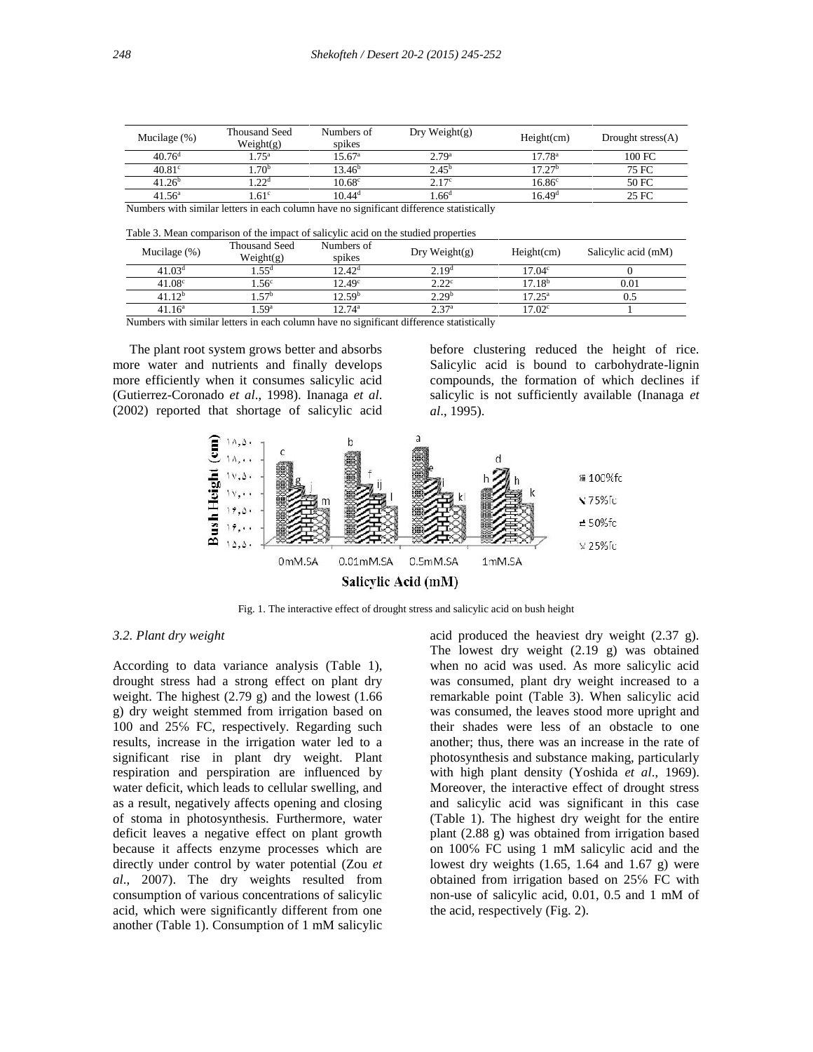| Mucilage (%) | Thousand Seed Weight(g) | Numbers of spikes | Dry Weight(g) | Height(cm) | Drought stress(A) |
|---|---|---|---|---|---|
| 40.76$^{d}$ | 1.75$^{a}$ | 15.67$^{a}$ | 2.79$^{a}$ | 17.78$^{a}$ | 100 FC |
| 40.81$^{c}$ | 1.70$^{b}$ | 13.46$^{b}$ | 2.45$^{b}$ | 17.27$^{b}$ | 75 FC |
| 41.26$^{b}$ | 1.22$^{d}$ | 10.68$^{c}$ | 2.17$^{c}$ | 16.86$^{c}$ | 50 FC |
| 41.56$^{a}$ | 1.61$^{c}$ | 10.44$^{d}$ | 1.66$^{d}$ | 16.49$^{d}$ | 25 FC |

Numbers with similar letters in each column have no significant difference statistically

Table 3. Mean comparison of the impact of salicylic acid on the studied properties

| Mucilage (%) | Thousand Seed Weight(g) | Numbers of spikes | Dry Weight(g) | Height(cm) | Salicylic acid (mM) |
|---|---|---|---|---|---|
| 41.03$^{d}$ | 1.55$^{d}$ | 12.42$^{d}$ | 2.19$^{d}$ | 17.04$^{c}$ | 0 |
| 41.08$^{c}$ | 1.56$^{c}$ | 12.49$^{c}$ | 2.22$^{c}$ | 17.18$^{b}$ | 0.01 |
| 41.12$^{b}$ | 1.57$^{b}$ | 12.59$^{b}$ | 2.29$^{b}$ | 17.25$^{a}$ | 0.5 |
| 41.16$^{a}$ | 1.59$^{a}$ | 12.74$^{a}$ | 2.37$^{a}$ | 17.02$^{c}$ | 1 |

Numbers with similar letters in each column have no significant difference statistically

The plant root system grows better and absorbs more water and nutrients and finally develops more efficiently when it consumes salicylic acid (Gutierrez-Coronado *et al*., 1998). Inanaga *et al*. (2002) reported that shortage of salicylic acid before clustering reduced the height of rice. Salicylic acid is bound to carbohydrate-lignin compounds, the formation of which declines if salicylic is not sufficiently available (Inanaga *et al*., 1995).

Fig. 1. The interactive effect of drought stress and salicylic acid on bush height

### 3.2. Plant dry weight

According to data variance analysis (Table 1), drought stress had a strong effect on plant dry weight. The highest (2.79 g) and the lowest (1.66 g) dry weight stemmed from irrigation based on 100 and 25% FC, respectively. Regarding such results, increase in the irrigation water led to a significant rise in plant dry weight. Plant respiration and perspiration are influenced by water deficit, which leads to cellular swelling, and as a result, negatively affects opening and closing of stoma in photosynthesis. Furthermore, water deficit leaves a negative effect on plant growth because it affects enzyme processes which are directly under control by water potential (Zou *et al*., 2007). The dry weights resulted from consumption of various concentrations of salicylic acid, which were significantly different from one another (Table 1). Consumption of 1 mM salicylic acid produced the heaviest dry weight (2.37 g). The lowest dry weight (2.19 g) was obtained when no acid was used. As more salicylic acid was consumed, plant dry weight increased to a remarkable point (Table 3). When salicylic acid was consumed, the leaves stood more upright and their shades were less of an obstacle to one another; thus, there was an increase in the rate of photosynthesis and substance making, particularly with high plant density (Yoshida *et al*., 1969). Moreover, the interactive effect of drought stress and salicylic acid was significant in this case (Table 1). The highest dry weight for the entire plant (2.88 g) was obtained from irrigation based on 100% FC using 1 mM salicylic acid and the lowest dry weights (1.65, 1.64 and 1.67 g) were obtained from irrigation based on 25% FC with non-use of salicylic acid, 0.01, 0.5 and 1 mM of the acid, respectively (Fig. 2).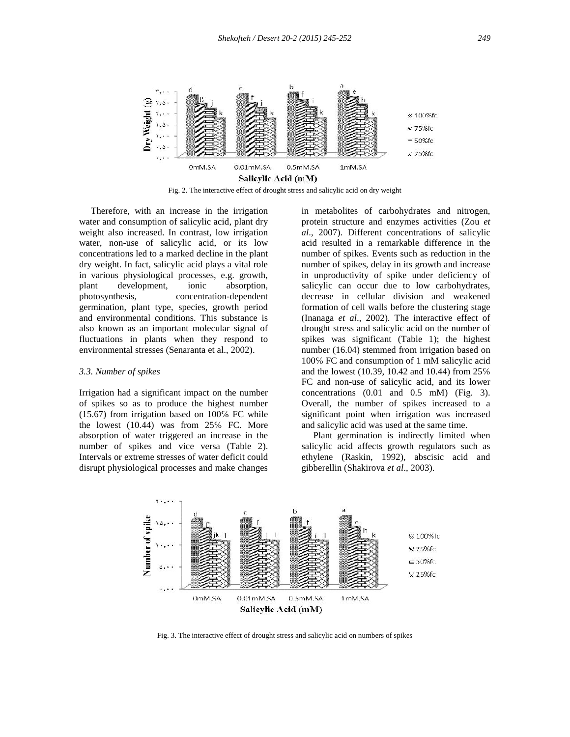Fig. 2. The interactive effect of drought stress and salicylic acid on dry weight

Therefore, with an increase in the irrigation water and consumption of salicylic acid, plant dry weight also increased. In contrast, low irrigation water, non-use of salicylic acid, or its low concentrations led to a marked decline in the plant dry weight. In fact, salicylic acid plays a vital role in various physiological processes, e.g. growth, plant development, ionic absorption, photosynthesis, concentration-dependent germination, plant type, species, growth period and environmental conditions. This substance is also known as an important molecular signal of fluctuations in plants when they respond to environmental stresses (Senaranta et al., 2002).

### *3.3. Number of spikes*

Irrigation had a significant impact on the number of spikes so as to produce the highest number (15.67) from irrigation based on 100% FC while the lowest (10.44) was from 25% FC. More absorption of water triggered an increase in the number of spikes and vice versa (Table 2). Intervals or extreme stresses of water deficit could disrupt physiological processes and make changes in metabolites of carbohydrates and nitrogen, protein structure and enzymes activities (Zou *et al*., 2007). Different concentrations of salicylic acid resulted in a remarkable difference in the number of spikes. Events such as reduction in the number of spikes, delay in its growth and increase in unproductivity of spike under deficiency of salicylic can occur due to low carbohydrates, decrease in cellular division and weakened formation of cell walls before the clustering stage (Inanaga *et al*., 2002). The interactive effect of drought stress and salicylic acid on the number of spikes was significant (Table 1); the highest number (16.04) stemmed from irrigation based on 100% FC and consumption of 1 mM salicylic acid and the lowest (10.39, 10.42 and 10.44) from 25% FC and non-use of salicylic acid, and its lower concentrations (0.01 and 0.5 mM) (Fig. 3). Overall, the number of spikes increased to a significant point when irrigation was increased and salicylic acid was used at the same time.

Plant germination is indirectly limited when salicylic acid affects growth regulators such as ethylene (Raskin, 1992), abscisic acid and gibberellin (Shakirova *et al*., 2003).

Fig. 3. The interactive effect of drought stress and salicylic acid on numbers of spikes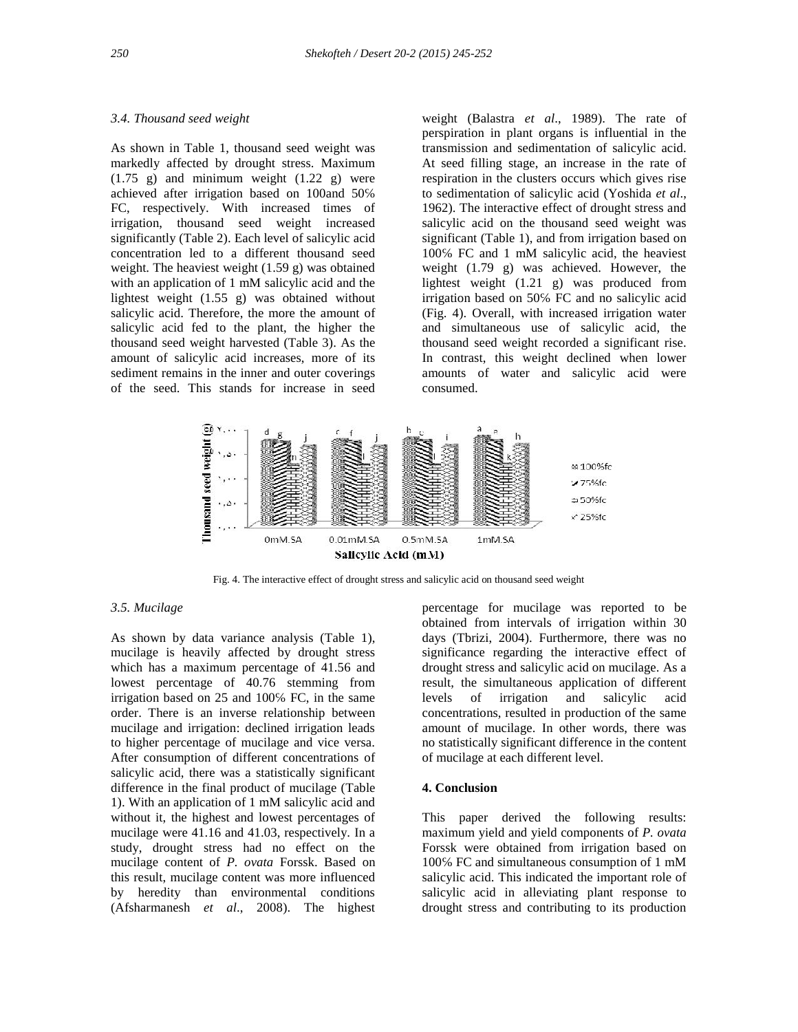### 3.4. Thousand seed weight

As shown in Table 1, thousand seed weight was markedly affected by drought stress. Maximum (1.75 g) and minimum weight (1.22 g) were achieved after irrigation based on 100and 50% FC, respectively. With increased times of irrigation, thousand seed weight increased significantly (Table 2). Each level of salicylic acid concentration led to a different thousand seed weight. The heaviest weight (1.59 g) was obtained with an application of 1 mM salicylic acid and the lightest weight (1.55 g) was obtained without salicylic acid. Therefore, the more the amount of salicylic acid fed to the plant, the higher the thousand seed weight harvested (Table 3). As the amount of salicylic acid increases, more of its sediment remains in the inner and outer coverings of the seed. This stands for increase in seed weight (Balastra *et al*., 1989). The rate of perspiration in plant organs is influential in the transmission and sedimentation of salicylic acid. At seed filling stage, an increase in the rate of respiration in the clusters occurs which gives rise to sedimentation of salicylic acid (Yoshida *et al*., 1962). The interactive effect of drought stress and salicylic acid on the thousand seed weight was significant (Table 1), and from irrigation based on 100% FC and 1 mM salicylic acid, the heaviest weight (1.79 g) was achieved. However, the lightest weight (1.21 g) was produced from irrigation based on 50% FC and no salicylic acid (Fig. 4). Overall, with increased irrigation water and simultaneous use of salicylic acid, the thousand seed weight recorded a significant rise. In contrast, this weight declined when lower amounts of water and salicylic acid were consumed.

Fig. 4. The interactive effect of drought stress and salicylic acid on thousand seed weight

### 3.5. Mucilage

As shown by data variance analysis (Table 1), mucilage is heavily affected by drought stress which has a maximum percentage of 41.56 and lowest percentage of 40.76 stemming from irrigation based on 25 and 100% FC, in the same order. There is an inverse relationship between mucilage and irrigation: declined irrigation leads to higher percentage of mucilage and vice versa. After consumption of different concentrations of salicylic acid, there was a statistically significant difference in the final product of mucilage (Table 1). With an application of 1 mM salicylic acid and without it, the highest and lowest percentages of mucilage were 41.16 and 41.03, respectively. In a study, drought stress had no effect on the mucilage content of *P. ovata* Forssk. Based on this result, mucilage content was more influenced by heredity than environmental conditions (Afsharmanesh *et al*., 2008). The highest percentage for mucilage was reported to be obtained from intervals of irrigation within 30 days (Tbrizi, 2004). Furthermore, there was no significance regarding the interactive effect of drought stress and salicylic acid on mucilage. As a result, the simultaneous application of different levels of irrigation and salicylic acid concentrations, resulted in production of the same amount of mucilage. In other words, there was no statistically significant difference in the content of mucilage at each different level.

## 4. Conclusion

This paper derived the following results: maximum yield and yield components of *P. ovata* Forssk were obtained from irrigation based on 100% FC and simultaneous consumption of 1 mM salicylic acid. This indicated the important role of salicylic acid in alleviating plant response to drought stress and contributing to its production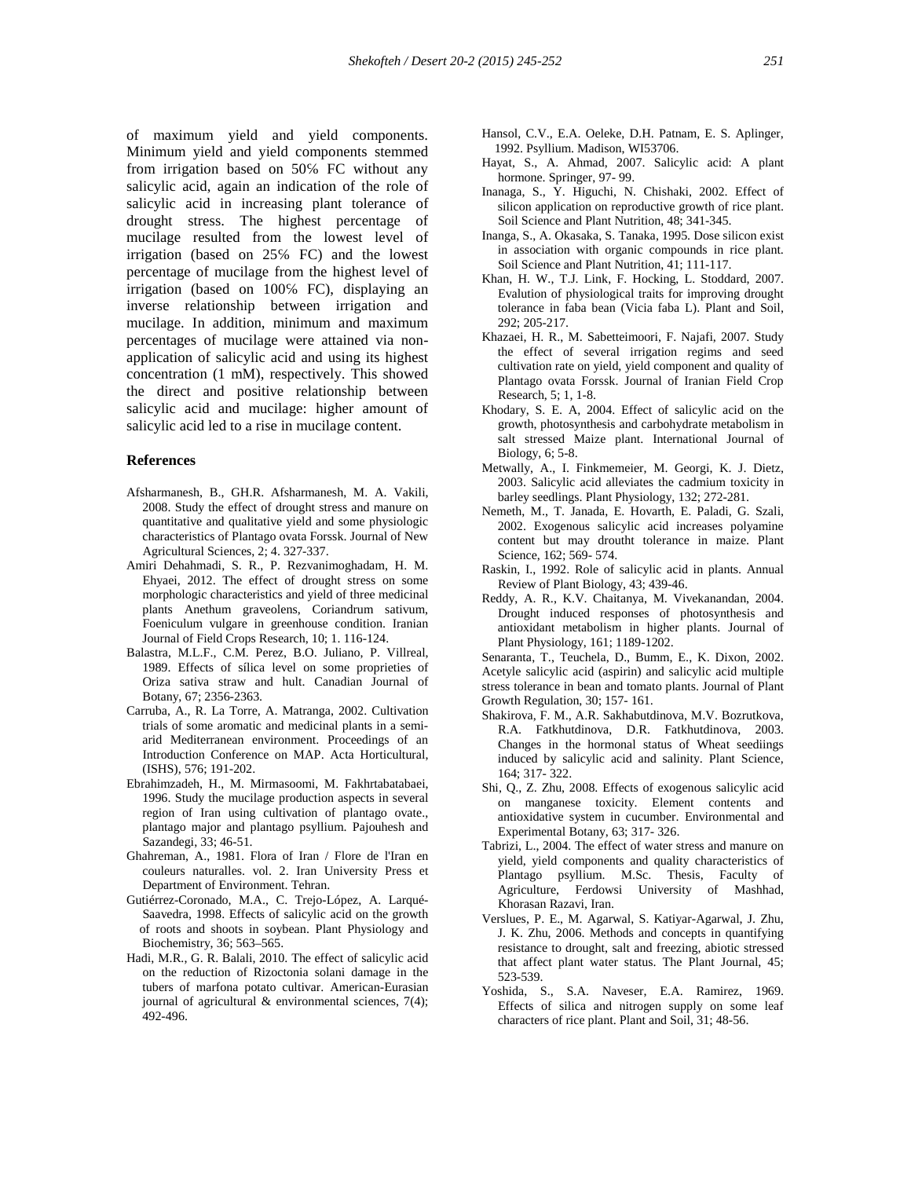of maximum yield and yield components. Minimum yield and yield components stemmed from irrigation based on 50% FC without any salicylic acid, again an indication of the role of salicylic acid in increasing plant tolerance of drought stress. The highest percentage of mucilage resulted from the lowest level of irrigation (based on 25% FC) and the lowest percentage of mucilage from the highest level of irrigation (based on 100% FC), displaying an inverse relationship between irrigation and mucilage. In addition, minimum and maximum percentages of mucilage were attained via non-application of salicylic acid and using its highest concentration (1 mM), respectively. This showed the direct and positive relationship between salicylic acid and mucilage: higher amount of salicylic acid led to a rise in mucilage content.

## References

Afsharmanesh, B., GH.R. Afsharmanesh, M. A. Vakili, 2008. Study the effect of drought stress and manure on quantitative and qualitative yield and some physiologic characteristics of Plantago ovata Forssk. Journal of New Agricultural Sciences, 2; 4. 327-337.

Amiri Dehahmadi, S. R., P. Rezvanimoghadam, H. M. Ehyaei, 2012. The effect of drought stress on some morphologic characteristics and yield of three medicinal plants Anethum graveolens, Coriandrum sativum, Foeniculum vulgare in greenhouse condition. Iranian Journal of Field Crops Research, 10; 1. 116-124.

Balastra, M.L.F., C.M. Perez, B.O. Juliano, P. Villreal, 1989. Effects of sílica level on some proprieties of Oriza sativa straw and hult. Canadian Journal of Botany, 67; 2356-2363.

Carruba, A., R. La Torre, A. Matranga, 2002. Cultivation trials of some aromatic and medicinal plants in a semi-arid Mediterranean environment. Proceedings of an Introduction Conference on MAP. Acta Horticultural, (ISHS), 576; 191-202.

Ebrahimzadeh, H., M. Mirmasoomi, M. Fakhrtabatabaei, 1996. Study the mucilage production aspects in several region of Iran using cultivation of plantago ovate., plantago major and plantago psyllium. Pajouhesh and Sazandegi, 33; 46-51.

Ghahreman, A., 1981. Flora of Iran / Flore de l'Iran en couleurs naturalles. vol. 2. Iran University Press et Department of Environment. Tehran.

Gutiérrez-Coronado, M.A., C. Trejo-López, A. Larqué-Saavedra, 1998. Effects of salicylic acid on the growth of roots and shoots in soybean. Plant Physiology and Biochemistry, 36; 563–565.

Hadi, M.R., G. R. Balali, 2010. The effect of salicylic acid on the reduction of Rizoctonia solani damage in the tubers of marfona potato cultivar. American-Eurasian journal of agricultural & environmental sciences, 7(4); 492-496.

Hansol, C.V., E.A. Oeleke, D.H. Patnam, E. S. Aplinger, 1992. Psyllium. Madison, WI53706.

Hayat, S., A. Ahmad, 2007. Salicylic acid: A plant hormone. Springer, 97- 99.

Inanaga, S., Y. Higuchi, N. Chishaki, 2002. Effect of silicon application on reproductive growth of rice plant. Soil Science and Plant Nutrition, 48; 341-345.

Inanga, S., A. Okasaka, S. Tanaka, 1995. Dose silicon exist in association with organic compounds in rice plant. Soil Science and Plant Nutrition, 41; 111-117.

Khan, H. W., T.J. Link, F. Hocking, L. Stoddard, 2007. Evalution of physiological traits for improving drought tolerance in faba bean (Vicia faba L). Plant and Soil, 292; 205-217.

Khazaei, H. R., M. Sabetteimoori, F. Najafi, 2007. Study the effect of several irrigation regims and seed cultivation rate on yield, yield component and quality of Plantago ovata Forssk. Journal of Iranian Field Crop Research, 5; 1, 1-8.

Khodary, S. E. A, 2004. Effect of salicylic acid on the growth, photosynthesis and carbohydrate metabolism in salt stressed Maize plant. International Journal of Biology, 6; 5-8.

Metwally, A., I. Finkmemeier, M. Georgi, K. J. Dietz, 2003. Salicylic acid alleviates the cadmium toxicity in barley seedlings. Plant Physiology, 132; 272-281.

Nemeth, M., T. Janada, E. Hovarth, E. Paladi, G. Szali, 2002. Exogenous salicylic acid increases polyamine content but may drouth tolerance in maize. Plant Science, 162; 569- 574.

Raskin, I., 1992. Role of salicylic acid in plants. Annual Review of Plant Biology, 43; 439-46.

Reddy, A. R., K.V. Chaitanya, M. Vivekanandan, 2004. Drought induced responses of photosynthesis and antioxidant metabolism in higher plants. Journal of Plant Physiology, 161; 1189-1202.

Senaranta, T., Teuchela, D., Bumm, E., K. Dixon, 2002. Acetyle salicylic acid (aspirin) and salicylic acid multiple stress tolerance in bean and tomato plants. Journal of Plant Growth Regulation, 30; 157- 161.

Shakirova, F. M., A.R. Sakhabutdinova, M.V. Bozrutkova, R.A. Fatkhutdinova, D.R. Fatkhutdinova, 2003. Changes in the hormonal status of Wheat seediings induced by salicylic acid and salinity. Plant Science, 164; 317- 322.

Shi, Q., Z. Zhu, 2008. Effects of exogenous salicylic acid on manganese toxicity. Element contents and antioxidative system in cucumber. Environmental and Experimental Botany, 63; 317- 326.

Tabrizi, L., 2004. The effect of water stress and manure on yield, yield components and quality characteristics of Plantago psyllium. M.Sc. Thesis, Faculty of Agriculture, Ferdowsi University of Mashhad, Khorasan Razavi, Iran.

Verslues, P. E., M. Agarwal, S. Katiyar-Agarwal, J. Zhu, J. K. Zhu, 2006. Methods and concepts in quantifying resistance to drought, salt and freezing, abiotic stressed that affect plant water status. The Plant Journal, 45; 523-539.

Yoshida, S., S.A. Naveser, E.A. Ramirez, 1969. Effects of silica and nitrogen supply on some leaf characters of rice plant. Plant and Soil, 31; 48-56.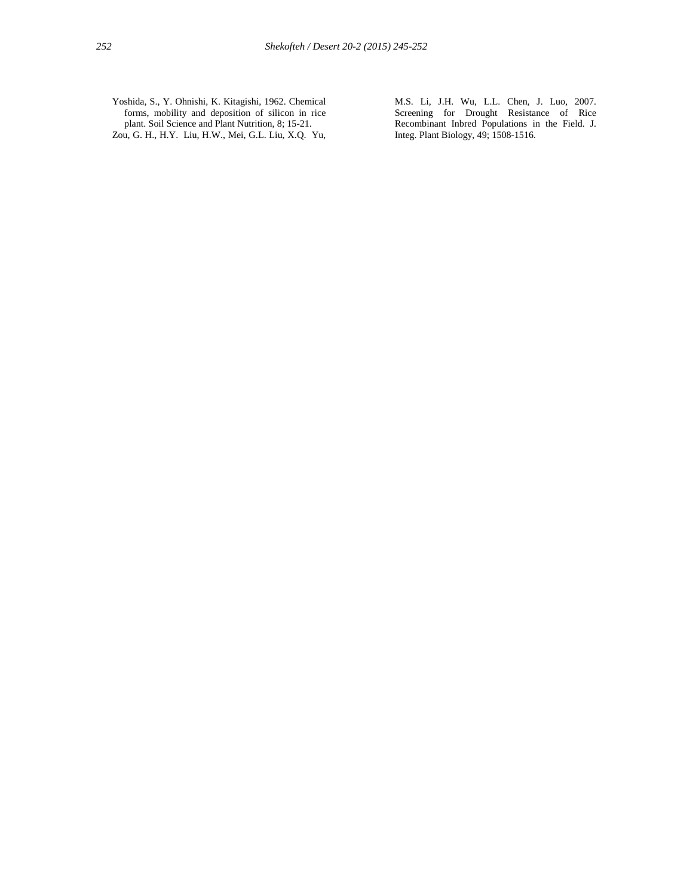Yoshida, S., Y. Ohnishi, K. Kitagishi, 1962. Chemical forms, mobility and deposition of silicon in rice plant. Soil Science and Plant Nutrition, 8; 15-21.

Zou, G. H., H.Y. Liu, H.W., Mei, G.L. Liu, X.Q. Yu, M.S. Li, J.H. Wu, L.L. Chen, J. Luo, 2007. Screening for Drought Resistance of Rice Recombinant Inbred Populations in the Field. J. Integ. Plant Biology, 49; 1508-1516.